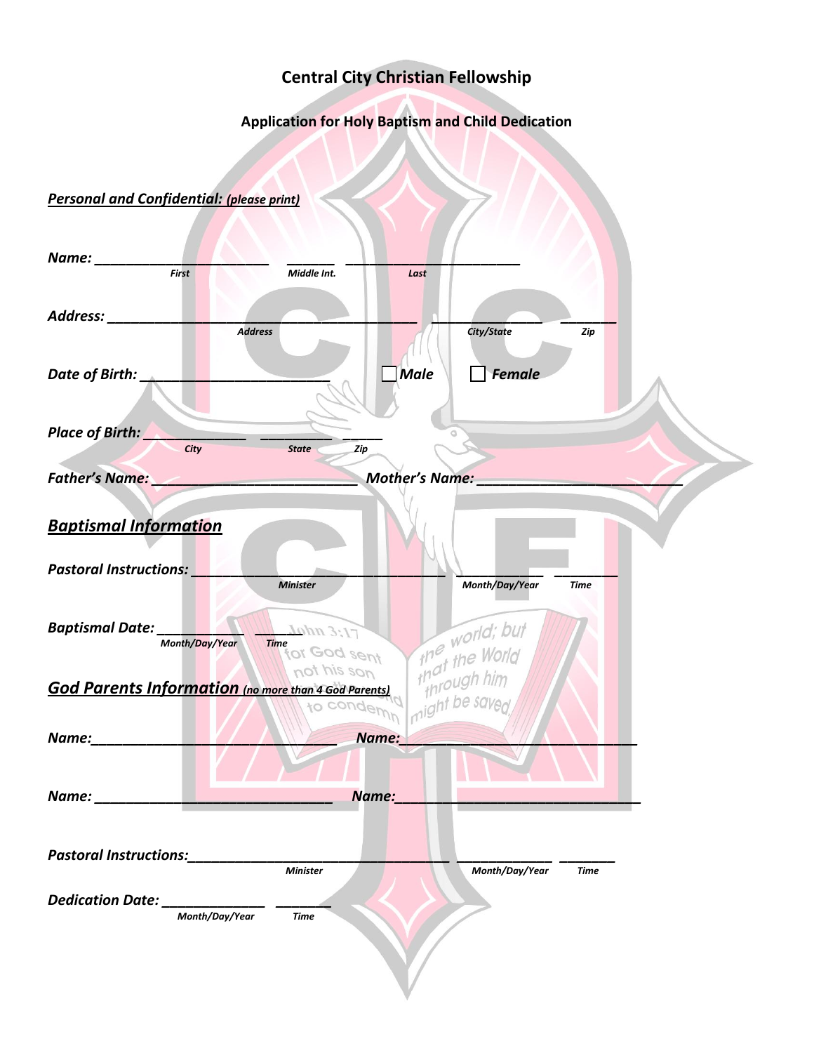# Central City Christian Fellowship

## Application for Holy Baptism and Child Dedication

***Personal and Confidential:*** *(please print)*

***Name:*** ______________________ ______ ______________________
*First* *Middle Int.* *Last*

***Address:*** ________________________________________ ______________ _______
*Address* *City/State* *Zip*

***Date of Birth:*** ________________________ ☐ ***Male*** ☐ ***Female***

***Place of Birth:*** _____________ __________ _____
*City* *State* *Zip*

***Father's Name:*** __________________________ ***Mother's Name:*** __________________________

## ***Baptismal Information***

***Pastoral Instructions:*** ________________________________ ___________ ________
*Minister* *Month/Day/Year* *Time*

***Baptismal Date:*** ___________ _______
*Month/Day/Year* *Time*

## ***God Parents Information*** *(no more than 4 God Parents)*

***Name:*** ______________________________ ***Name:*** ______________________________

***Name:*** ______________________________ ***Name:*** ______________________________

***Pastoral Instructions:*** ________________________________ ___________ _______
*Minister* *Month/Day/Year* *Time*

***Dedication Date:*** _____________ _______
*Month/Day/Year* *Time*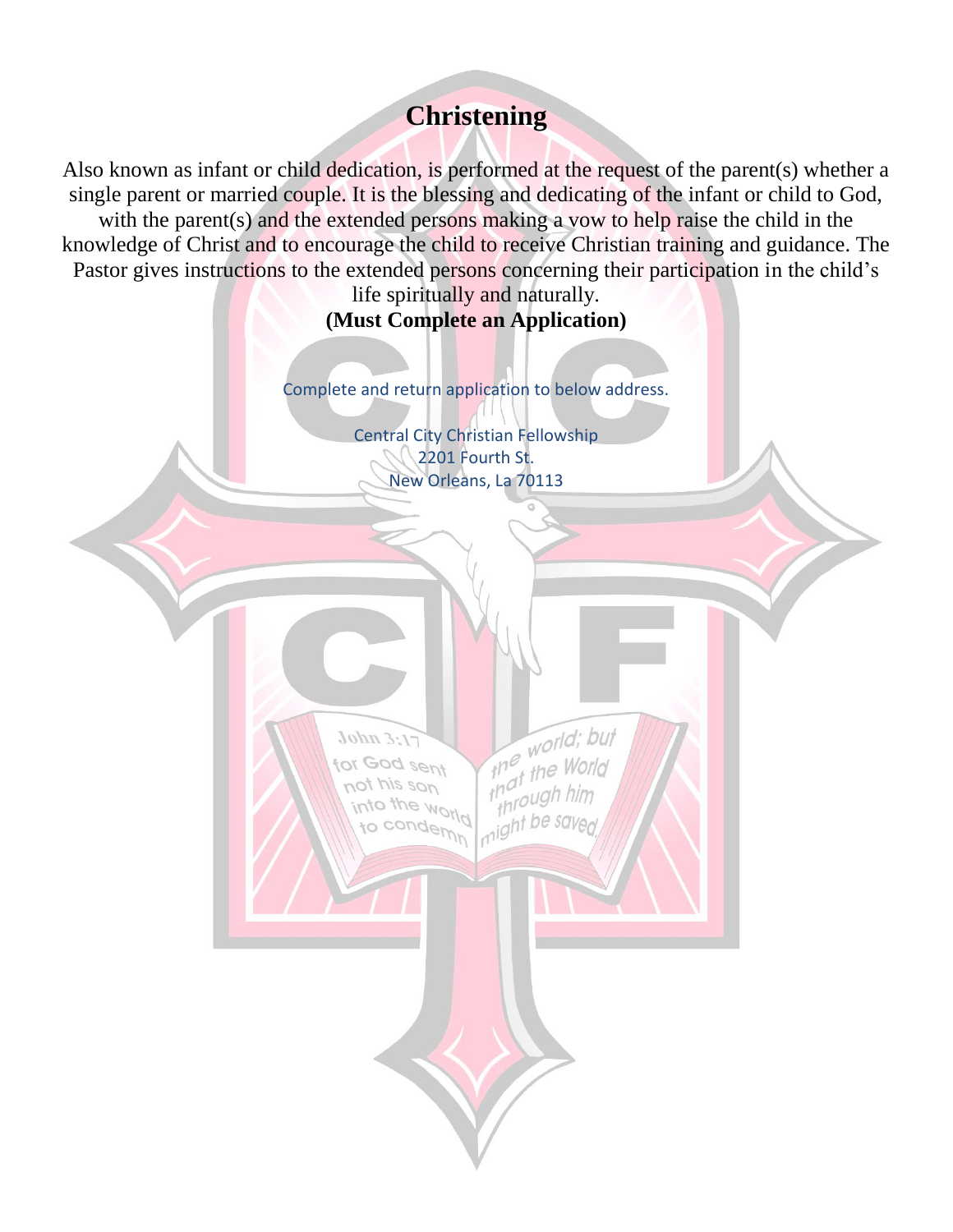# Christening

Also known as infant or child dedication, is performed at the request of the parent(s) whether a single parent or married couple. It is the blessing and dedicating of the infant or child to God, with the parent(s) and the extended persons making a vow to help raise the child in the knowledge of Christ and to encourage the child to receive Christian training and guidance. The Pastor gives instructions to the extended persons concerning their participation in the child's life spiritually and naturally.

**(Must Complete an Application)**

Complete and return application to below address.

Central City Christian Fellowship
2201 Fourth St.
New Orleans, La 70113